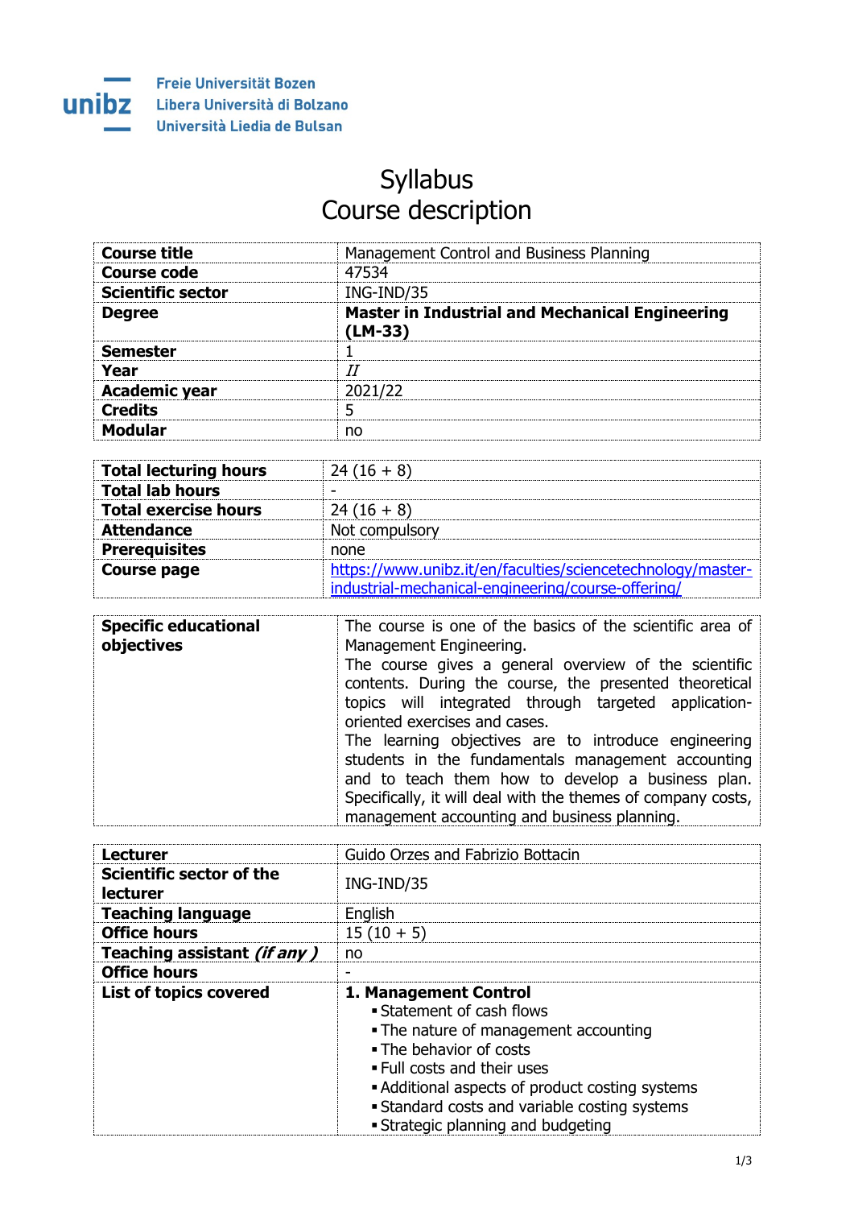Freie Universität Bozen
Libera Università di Bolzano
Università Liedia de Bulsan

# Syllabus
# Course description

| | |
|---|---|
| **Course title** | Management Control and Business Planning |
| **Course code** | 47534 |
| **Scientific sector** | ING-IND/35 |
| **Degree** | **Master in Industrial and Mechanical Engineering (LM-33)** |
| **Semester** | 1 |
| **Year** | *II* |
| **Academic year** | 2021/22 |
| **Credits** | 5 |
| **Modular** | no |

| | |
|---|---|
| **Total lecturing hours** | 24 (16 + 8) |
| **Total lab hours** | - |
| **Total exercise hours** | 24 (16 + 8) |
| **Attendance** | Not compulsory |
| **Prerequisites** | none |
| **Course page** | https://www.unibz.it/en/faculties/sciencetechnology/master-industrial-mechanical-engineering/course-offering/ |

| | |
|---|---|
| **Specific educational objectives** | The course is one of the basics of the scientific area of Management Engineering.<br>The course gives a general overview of the scientific contents. During the course, the presented theoretical topics will integrated through targeted application-oriented exercises and cases.<br>The learning objectives are to introduce engineering students in the fundamentals management accounting and to teach them how to develop a business plan. Specifically, it will deal with the themes of company costs, management accounting and business planning. |

| | |
|---|---|
| **Lecturer** | Guido Orzes and Fabrizio Bottacin |
| **Scientific sector of the lecturer** | ING-IND/35 |
| **Teaching language** | English |
| **Office hours** | 15 (10 + 5) |
| **Teaching assistant *(if any)*** | no |
| **Office hours** | - |
| **List of topics covered** | **1. Management Control**<br>▪ Statement of cash flows<br>▪ The nature of management accounting<br>▪ The behavior of costs<br>▪ Full costs and their uses<br>▪ Additional aspects of product costing systems<br>▪ Standard costs and variable costing systems<br>▪ Strategic planning and budgeting |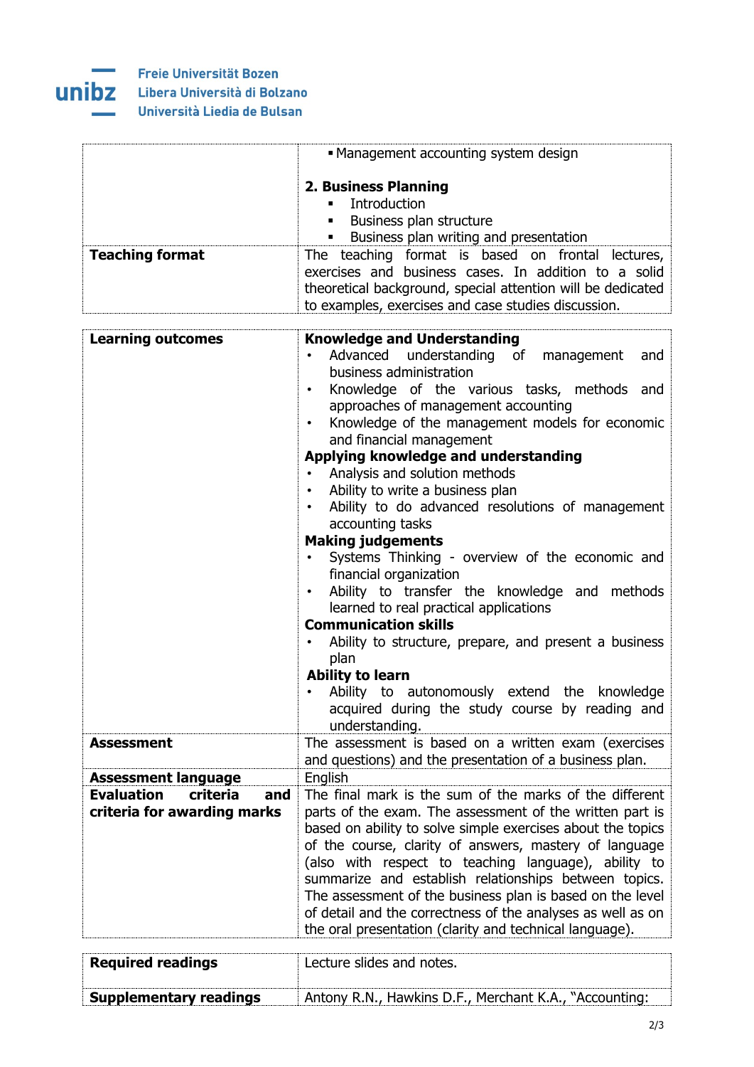| | |
|---|---|
| | ▪ Management accounting system design<br><br>**2. Business Planning**<br>▪ Introduction<br>▪ Business plan structure<br>▪ Business plan writing and presentation |
| **Teaching format** | The teaching format is based on frontal lectures, exercises and business cases. In addition to a solid theoretical background, special attention will be dedicated to examples, exercises and case studies discussion. |

| | |
|---|---|
| **Learning outcomes** | **Knowledge and Understanding**<br>• Advanced understanding of management and business administration<br>• Knowledge of the various tasks, methods and approaches of management accounting<br>• Knowledge of the management models for economic and financial management<br>**Applying knowledge and understanding**<br>• Analysis and solution methods<br>• Ability to write a business plan<br>• Ability to do advanced resolutions of management accounting tasks<br>**Making judgements**<br>• Systems Thinking - overview of the economic and financial organization<br>• Ability to transfer the knowledge and methods learned to real practical applications<br>**Communication skills**<br>• Ability to structure, prepare, and present a business plan<br>**Ability to learn**<br>• Ability to autonomously extend the knowledge acquired during the study course by reading and understanding. |
| **Assessment** | The assessment is based on a written exam (exercises and questions) and the presentation of a business plan. |
| **Assessment language** | English |
| **Evaluation criteria and criteria for awarding marks** | The final mark is the sum of the marks of the different parts of the exam. The assessment of the written part is based on ability to solve simple exercises about the topics of the course, clarity of answers, mastery of language (also with respect to teaching language), ability to summarize and establish relationships between topics. The assessment of the business plan is based on the level of detail and the correctness of the analyses as well as on the oral presentation (clarity and technical language). |

| | |
|---|---|
| **Required readings** | Lecture slides and notes. |
| **Supplementary readings** | Antony R.N., Hawkins D.F., Merchant K.A., "Accounting: |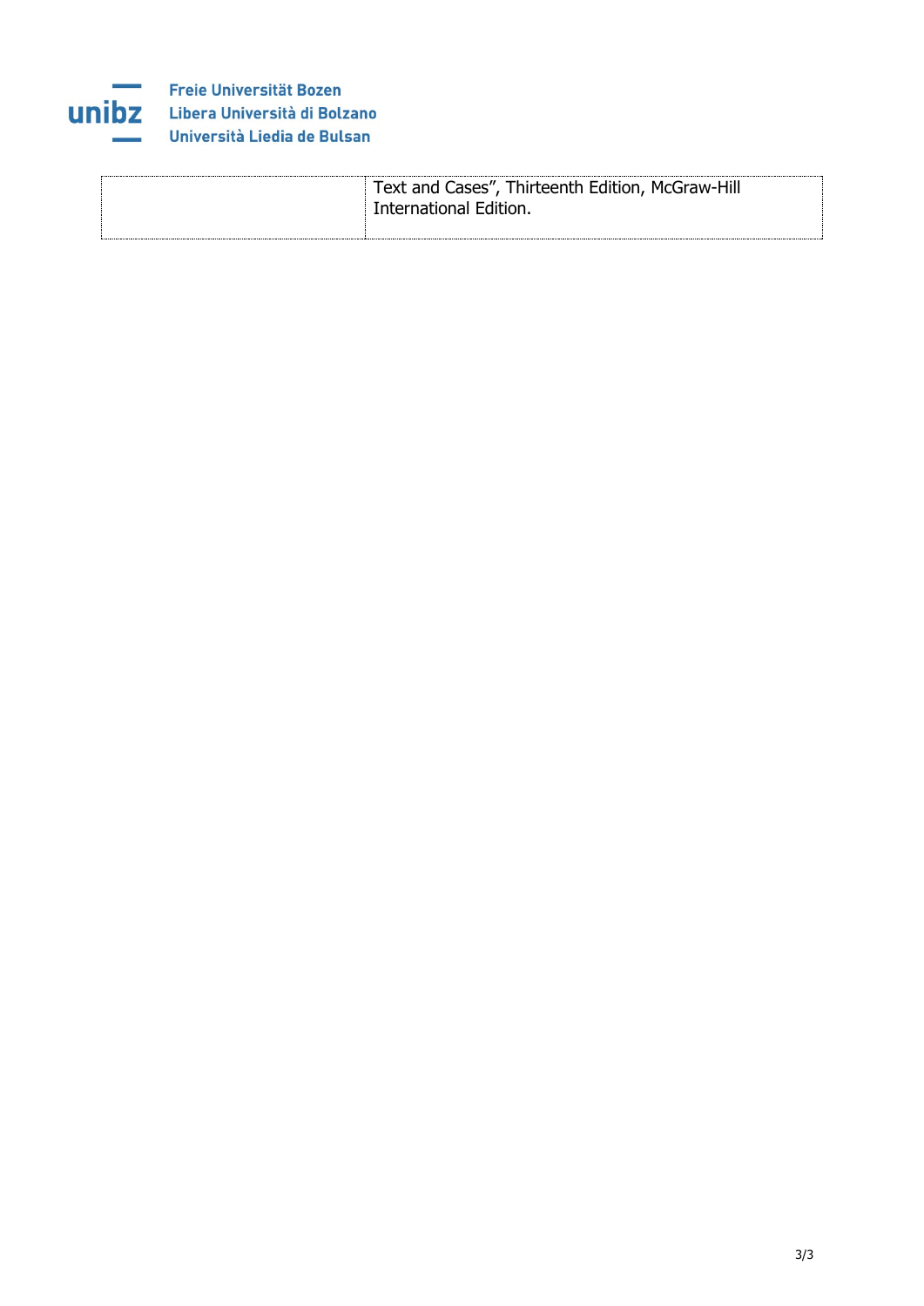| | |
|---|---|
| | Text and Cases”, Thirteenth Edition, McGraw-Hill International Edition. |